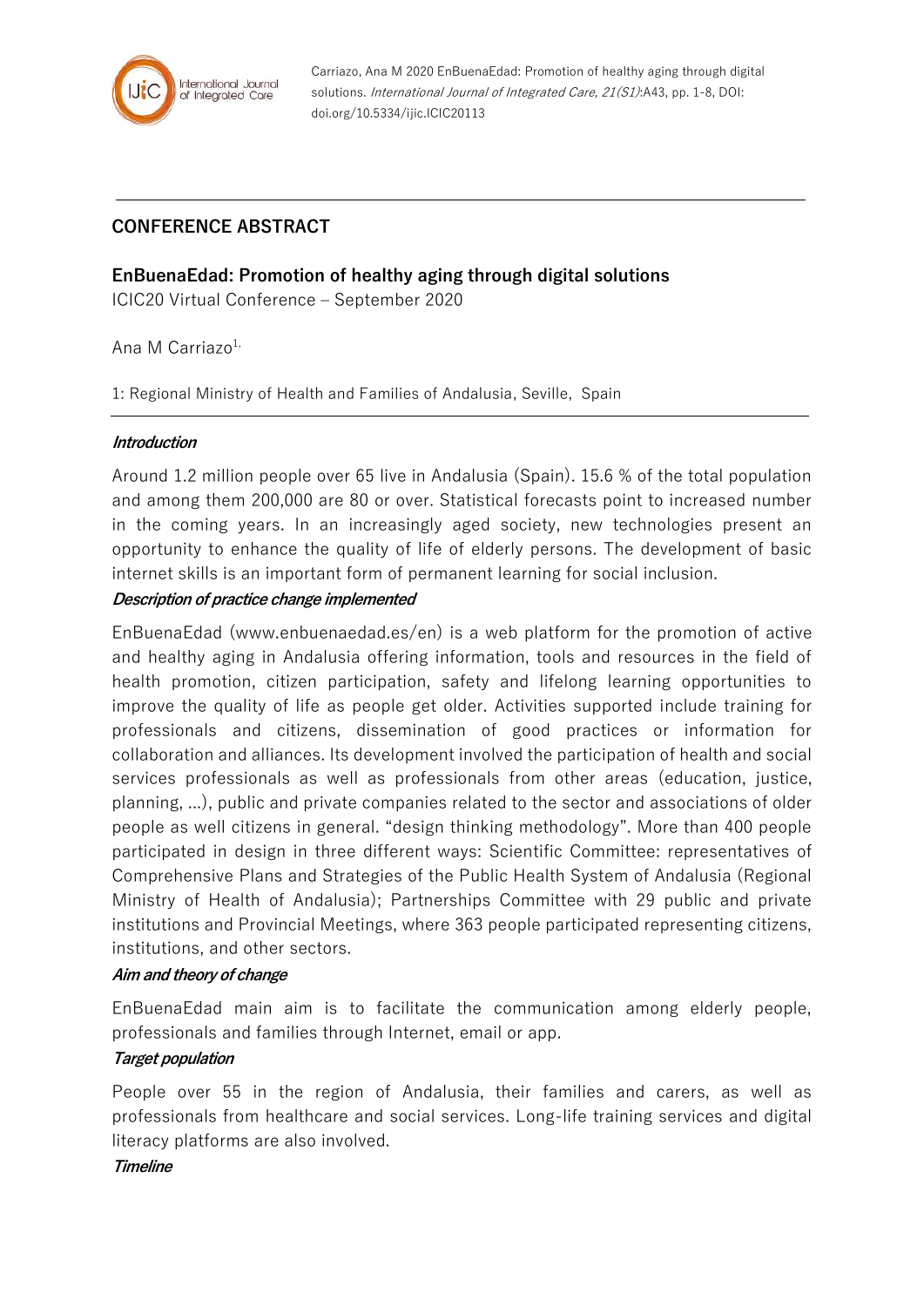Carriazo, Ana M 2020 EnBuenaEdad: Promotion of healthy aging through digital solutions. *International Journal of Integrated Care, 21(S1)*:A43, pp. 1-8, DOI: doi.org/10.5334/ijic.ICIC20113

## CONFERENCE ABSTRACT

# EnBuenaEdad: Promotion of healthy aging through digital solutions

ICIC20 Virtual Conference – September 2020

Ana M Carriazo[1,]

1: Regional Ministry of Health and Families of Andalusia, Seville, Spain

### *Introduction*

Around 1.2 million people over 65 live in Andalusia (Spain). 15.6 % of the total population and among them 200,000 are 80 or over. Statistical forecasts point to increased number in the coming years. In an increasingly aged society, new technologies present an opportunity to enhance the quality of life of elderly persons. The development of basic internet skills is an important form of permanent learning for social inclusion.

### *Description of practice change implemented*

EnBuenaEdad (www.enbuenaedad.es/en) is a web platform for the promotion of active and healthy aging in Andalusia offering information, tools and resources in the field of health promotion, citizen participation, safety and lifelong learning opportunities to improve the quality of life as people get older. Activities supported include training for professionals and citizens, dissemination of good practices or information for collaboration and alliances. Its development involved the participation of health and social services professionals as well as professionals from other areas (education, justice, planning, ...), public and private companies related to the sector and associations of older people as well citizens in general. "design thinking methodology". More than 400 people participated in design in three different ways: Scientific Committee: representatives of Comprehensive Plans and Strategies of the Public Health System of Andalusia (Regional Ministry of Health of Andalusia); Partnerships Committee with 29 public and private institutions and Provincial Meetings, where 363 people participated representing citizens, institutions, and other sectors.

### *Aim and theory of change*

EnBuenaEdad main aim is to facilitate the communication among elderly people, professionals and families through Internet, email or app.

### *Target population*

People over 55 in the region of Andalusia, their families and carers, as well as professionals from healthcare and social services. Long-life training services and digital literacy platforms are also involved.

### *Timeline*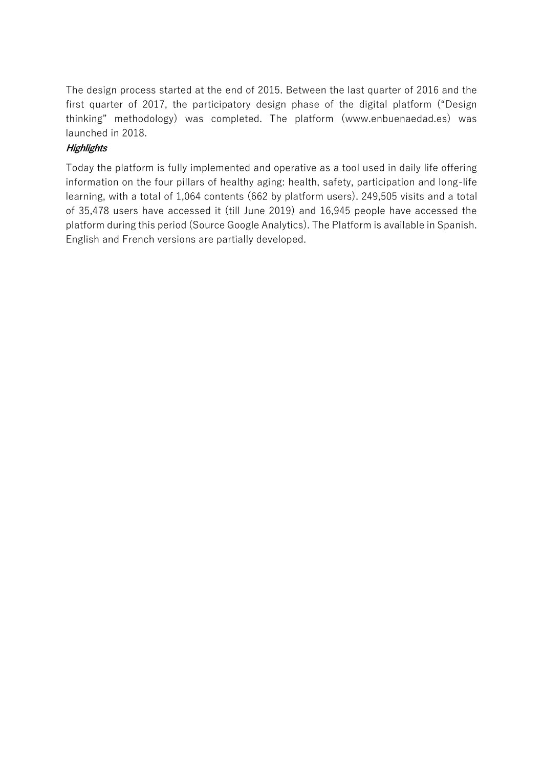The design process started at the end of 2015. Between the last quarter of 2016 and the first quarter of 2017, the participatory design phase of the digital platform ("Design thinking" methodology) was completed. The platform (www.enbuenaedad.es) was launched in 2018.

***Highlights***

Today the platform is fully implemented and operative as a tool used in daily life offering information on the four pillars of healthy aging: health, safety, participation and long-life learning, with a total of 1,064 contents (662 by platform users). 249,505 visits and a total of 35,478 users have accessed it (till June 2019) and 16,945 people have accessed the platform during this period (Source Google Analytics). The Platform is available in Spanish. English and French versions are partially developed.